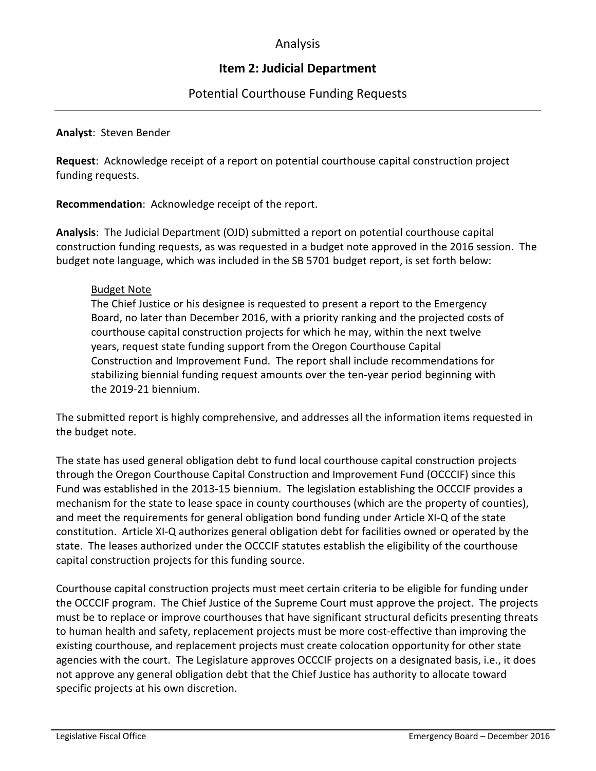# Analysis

## Item 2: Judicial Department

### Potential Courthouse Funding Requests

---

**Analyst**: Steven Bender

**Request**: Acknowledge receipt of a report on potential courthouse capital construction project funding requests.

**Recommendation**: Acknowledge receipt of the report.

**Analysis**: The Judicial Department (OJD) submitted a report on potential courthouse capital construction funding requests, as was requested in a budget note approved in the 2016 session. The budget note language, which was included in the SB 5701 budget report, is set forth below:

> Budget Note
>
> The Chief Justice or his designee is requested to present a report to the Emergency Board, no later than December 2016, with a priority ranking and the projected costs of courthouse capital construction projects for which he may, within the next twelve years, request state funding support from the Oregon Courthouse Capital Construction and Improvement Fund. The report shall include recommendations for stabilizing biennial funding request amounts over the ten-year period beginning with the 2019-21 biennium.

The submitted report is highly comprehensive, and addresses all the information items requested in the budget note.

The state has used general obligation debt to fund local courthouse capital construction projects through the Oregon Courthouse Capital Construction and Improvement Fund (OCCCIF) since this Fund was established in the 2013-15 biennium. The legislation establishing the OCCCIF provides a mechanism for the state to lease space in county courthouses (which are the property of counties), and meet the requirements for general obligation bond funding under Article XI-Q of the state constitution. Article XI-Q authorizes general obligation debt for facilities owned or operated by the state. The leases authorized under the OCCCIF statutes establish the eligibility of the courthouse capital construction projects for this funding source.

Courthouse capital construction projects must meet certain criteria to be eligible for funding under the OCCCIF program. The Chief Justice of the Supreme Court must approve the project. The projects must be to replace or improve courthouses that have significant structural deficits presenting threats to human health and safety, replacement projects must be more cost-effective than improving the existing courthouse, and replacement projects must create colocation opportunity for other state agencies with the court. The Legislature approves OCCCIF projects on a designated basis, i.e., it does not approve any general obligation debt that the Chief Justice has authority to allocate toward specific projects at his own discretion.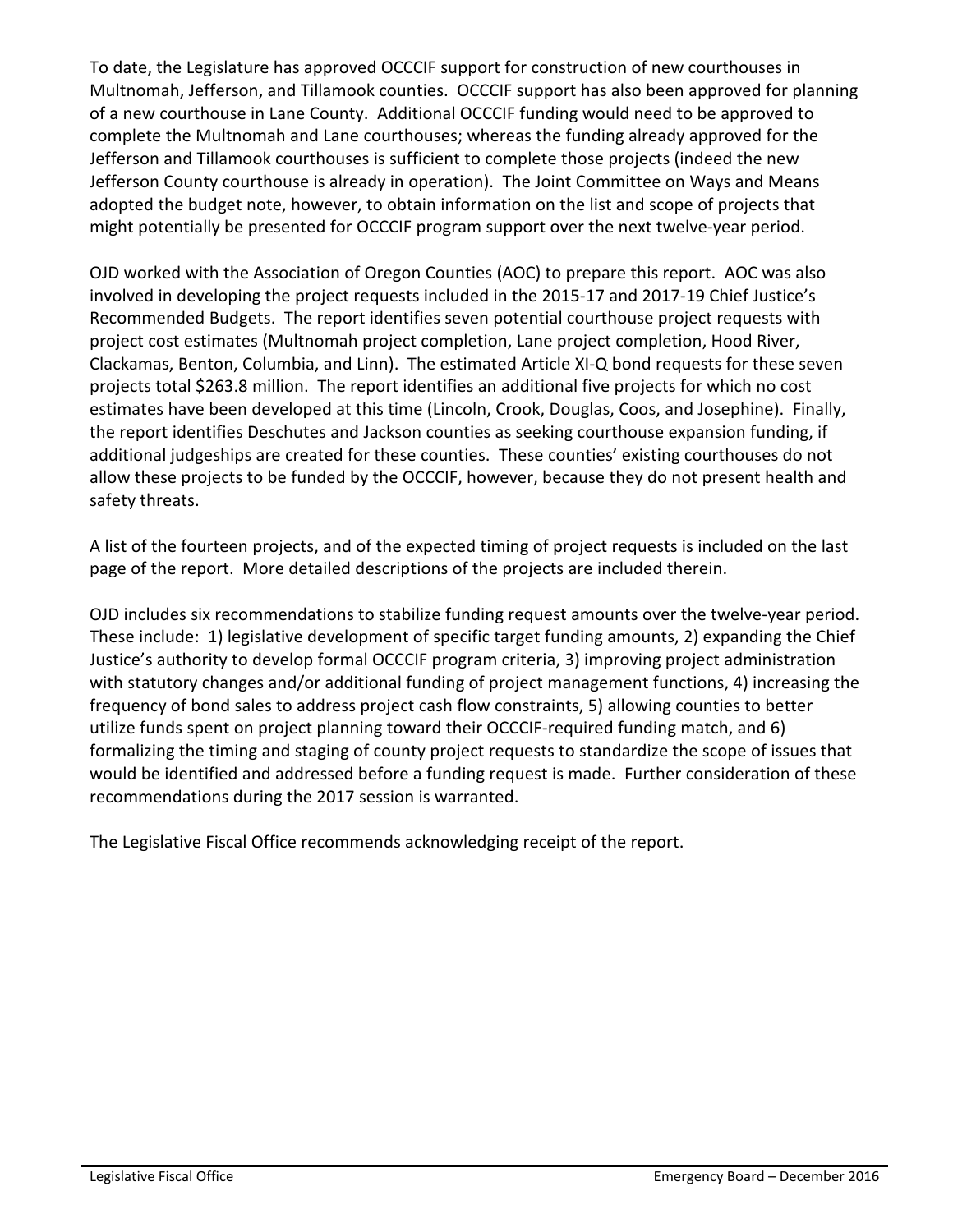To date, the Legislature has approved OCCCIF support for construction of new courthouses in Multnomah, Jefferson, and Tillamook counties. OCCCIF support has also been approved for planning of a new courthouse in Lane County. Additional OCCCIF funding would need to be approved to complete the Multnomah and Lane courthouses; whereas the funding already approved for the Jefferson and Tillamook courthouses is sufficient to complete those projects (indeed the new Jefferson County courthouse is already in operation). The Joint Committee on Ways and Means adopted the budget note, however, to obtain information on the list and scope of projects that might potentially be presented for OCCCIF program support over the next twelve-year period.

OJD worked with the Association of Oregon Counties (AOC) to prepare this report. AOC was also involved in developing the project requests included in the 2015-17 and 2017-19 Chief Justice's Recommended Budgets. The report identifies seven potential courthouse project requests with project cost estimates (Multnomah project completion, Lane project completion, Hood River, Clackamas, Benton, Columbia, and Linn). The estimated Article XI-Q bond requests for these seven projects total $263.8 million. The report identifies an additional five projects for which no cost estimates have been developed at this time (Lincoln, Crook, Douglas, Coos, and Josephine). Finally, the report identifies Deschutes and Jackson counties as seeking courthouse expansion funding, if additional judgeships are created for these counties. These counties' existing courthouses do not allow these projects to be funded by the OCCCIF, however, because they do not present health and safety threats.

A list of the fourteen projects, and of the expected timing of project requests is included on the last page of the report. More detailed descriptions of the projects are included therein.

OJD includes six recommendations to stabilize funding request amounts over the twelve-year period. These include: 1) legislative development of specific target funding amounts, 2) expanding the Chief Justice's authority to develop formal OCCCIF program criteria, 3) improving project administration with statutory changes and/or additional funding of project management functions, 4) increasing the frequency of bond sales to address project cash flow constraints, 5) allowing counties to better utilize funds spent on project planning toward their OCCCIF-required funding match, and 6) formalizing the timing and staging of county project requests to standardize the scope of issues that would be identified and addressed before a funding request is made. Further consideration of these recommendations during the 2017 session is warranted.

The Legislative Fiscal Office recommends acknowledging receipt of the report.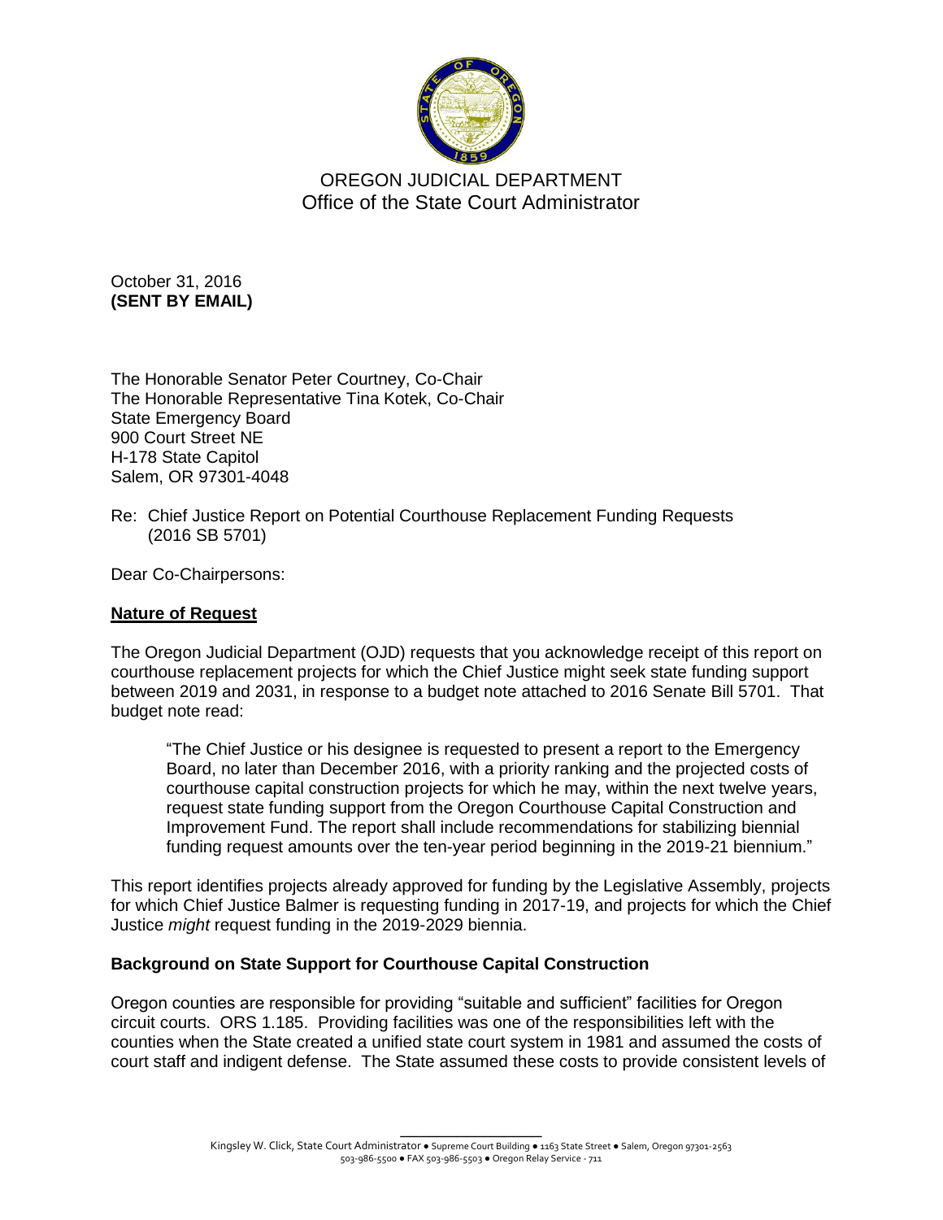OREGON JUDICIAL DEPARTMENT
Office of the State Court Administrator

October 31, 2016
**(SENT BY EMAIL)**

The Honorable Senator Peter Courtney, Co-Chair
The Honorable Representative Tina Kotek, Co-Chair
State Emergency Board
900 Court Street NE
H-178 State Capitol
Salem, OR 97301-4048

Re: Chief Justice Report on Potential Courthouse Replacement Funding Requests (2016 SB 5701)

Dear Co-Chairpersons:

**Nature of Request**

The Oregon Judicial Department (OJD) requests that you acknowledge receipt of this report on courthouse replacement projects for which the Chief Justice might seek state funding support between 2019 and 2031, in response to a budget note attached to 2016 Senate Bill 5701. That budget note read:

> "The Chief Justice or his designee is requested to present a report to the Emergency Board, no later than December 2016, with a priority ranking and the projected costs of courthouse capital construction projects for which he may, within the next twelve years, request state funding support from the Oregon Courthouse Capital Construction and Improvement Fund. The report shall include recommendations for stabilizing biennial funding request amounts over the ten-year period beginning in the 2019-21 biennium."

This report identifies projects already approved for funding by the Legislative Assembly, projects for which Chief Justice Balmer is requesting funding in 2017-19, and projects for which the Chief Justice *might* request funding in the 2019-2029 biennia.

**Background on State Support for Courthouse Capital Construction**

Oregon counties are responsible for providing "suitable and sufficient" facilities for Oregon circuit courts. ORS 1.185. Providing facilities was one of the responsibilities left with the counties when the State created a unified state court system in 1981 and assumed the costs of court staff and indigent defense. The State assumed these costs to provide consistent levels of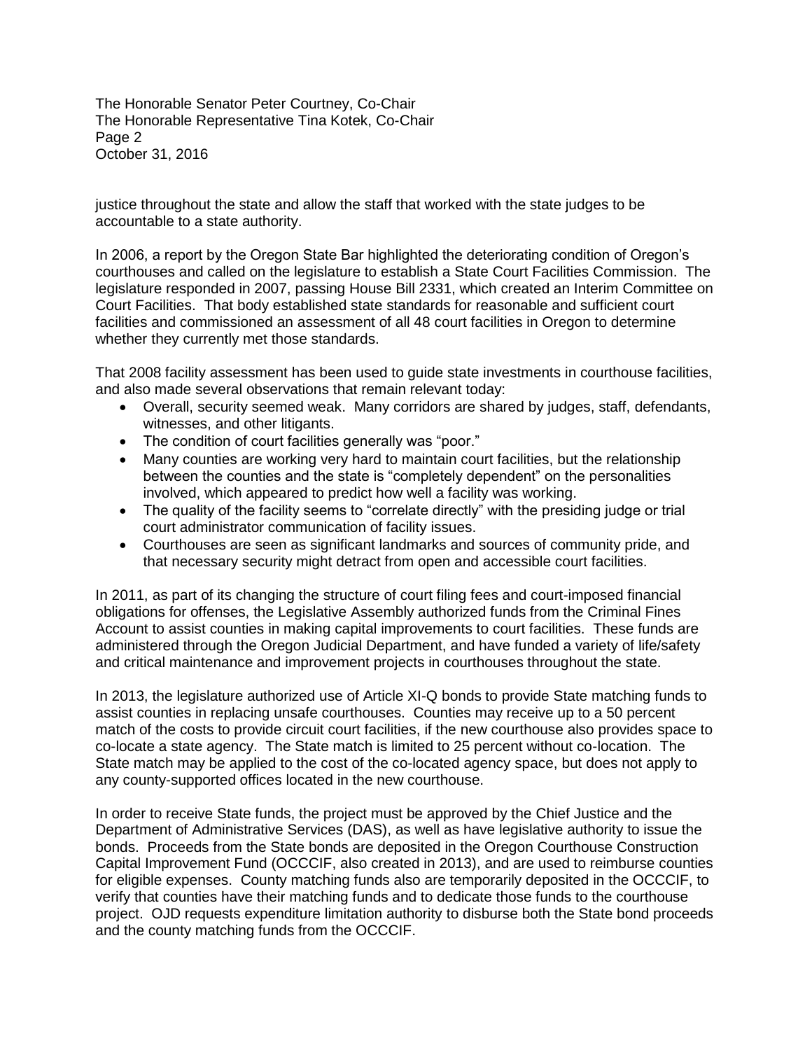justice throughout the state and allow the staff that worked with the state judges to be accountable to a state authority.

In 2006, a report by the Oregon State Bar highlighted the deteriorating condition of Oregon's courthouses and called on the legislature to establish a State Court Facilities Commission. The legislature responded in 2007, passing House Bill 2331, which created an Interim Committee on Court Facilities. That body established state standards for reasonable and sufficient court facilities and commissioned an assessment of all 48 court facilities in Oregon to determine whether they currently met those standards.

That 2008 facility assessment has been used to guide state investments in courthouse facilities, and also made several observations that remain relevant today:

- Overall, security seemed weak. Many corridors are shared by judges, staff, defendants, witnesses, and other litigants.
- The condition of court facilities generally was "poor."
- Many counties are working very hard to maintain court facilities, but the relationship between the counties and the state is "completely dependent" on the personalities involved, which appeared to predict how well a facility was working.
- The quality of the facility seems to "correlate directly" with the presiding judge or trial court administrator communication of facility issues.
- Courthouses are seen as significant landmarks and sources of community pride, and that necessary security might detract from open and accessible court facilities.

In 2011, as part of its changing the structure of court filing fees and court-imposed financial obligations for offenses, the Legislative Assembly authorized funds from the Criminal Fines Account to assist counties in making capital improvements to court facilities. These funds are administered through the Oregon Judicial Department, and have funded a variety of life/safety and critical maintenance and improvement projects in courthouses throughout the state.

In 2013, the legislature authorized use of Article XI-Q bonds to provide State matching funds to assist counties in replacing unsafe courthouses. Counties may receive up to a 50 percent match of the costs to provide circuit court facilities, if the new courthouse also provides space to co-locate a state agency. The State match is limited to 25 percent without co-location. The State match may be applied to the cost of the co-located agency space, but does not apply to any county-supported offices located in the new courthouse.

In order to receive State funds, the project must be approved by the Chief Justice and the Department of Administrative Services (DAS), as well as have legislative authority to issue the bonds. Proceeds from the State bonds are deposited in the Oregon Courthouse Construction Capital Improvement Fund (OCCCIF, also created in 2013), and are used to reimburse counties for eligible expenses. County matching funds also are temporarily deposited in the OCCCIF, to verify that counties have their matching funds and to dedicate those funds to the courthouse project. OJD requests expenditure limitation authority to disburse both the State bond proceeds and the county matching funds from the OCCCIF.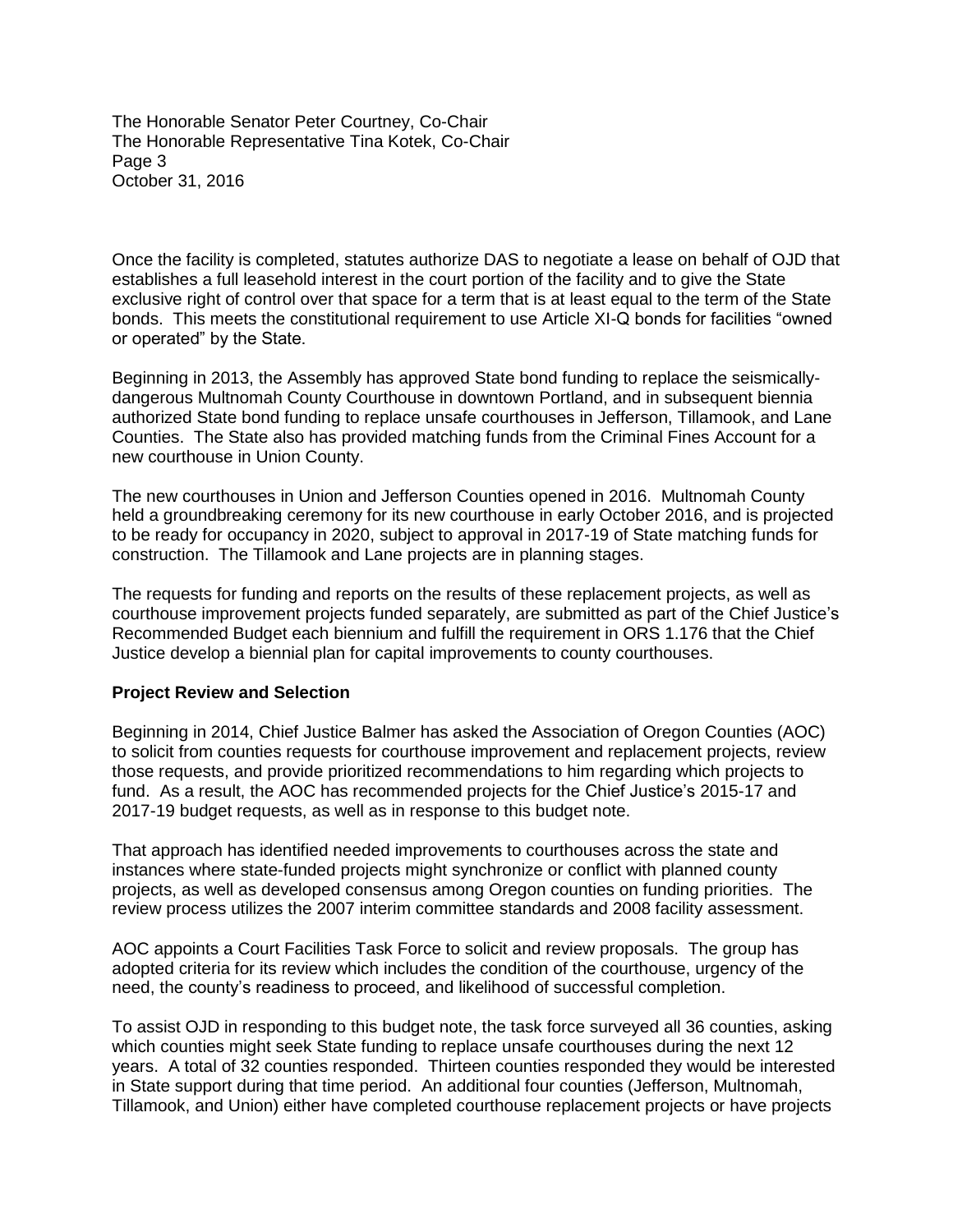Once the facility is completed, statutes authorize DAS to negotiate a lease on behalf of OJD that establishes a full leasehold interest in the court portion of the facility and to give the State exclusive right of control over that space for a term that is at least equal to the term of the State bonds. This meets the constitutional requirement to use Article XI-Q bonds for facilities "owned or operated" by the State.

Beginning in 2013, the Assembly has approved State bond funding to replace the seismically-dangerous Multnomah County Courthouse in downtown Portland, and in subsequent biennia authorized State bond funding to replace unsafe courthouses in Jefferson, Tillamook, and Lane Counties. The State also has provided matching funds from the Criminal Fines Account for a new courthouse in Union County.

The new courthouses in Union and Jefferson Counties opened in 2016. Multnomah County held a groundbreaking ceremony for its new courthouse in early October 2016, and is projected to be ready for occupancy in 2020, subject to approval in 2017-19 of State matching funds for construction. The Tillamook and Lane projects are in planning stages.

The requests for funding and reports on the results of these replacement projects, as well as courthouse improvement projects funded separately, are submitted as part of the Chief Justice's Recommended Budget each biennium and fulfill the requirement in ORS 1.176 that the Chief Justice develop a biennial plan for capital improvements to county courthouses.

**Project Review and Selection**

Beginning in 2014, Chief Justice Balmer has asked the Association of Oregon Counties (AOC) to solicit from counties requests for courthouse improvement and replacement projects, review those requests, and provide prioritized recommendations to him regarding which projects to fund. As a result, the AOC has recommended projects for the Chief Justice's 2015-17 and 2017-19 budget requests, as well as in response to this budget note.

That approach has identified needed improvements to courthouses across the state and instances where state-funded projects might synchronize or conflict with planned county projects, as well as developed consensus among Oregon counties on funding priorities. The review process utilizes the 2007 interim committee standards and 2008 facility assessment.

AOC appoints a Court Facilities Task Force to solicit and review proposals. The group has adopted criteria for its review which includes the condition of the courthouse, urgency of the need, the county's readiness to proceed, and likelihood of successful completion.

To assist OJD in responding to this budget note, the task force surveyed all 36 counties, asking which counties might seek State funding to replace unsafe courthouses during the next 12 years. A total of 32 counties responded. Thirteen counties responded they would be interested in State support during that time period. An additional four counties (Jefferson, Multnomah, Tillamook, and Union) either have completed courthouse replacement projects or have projects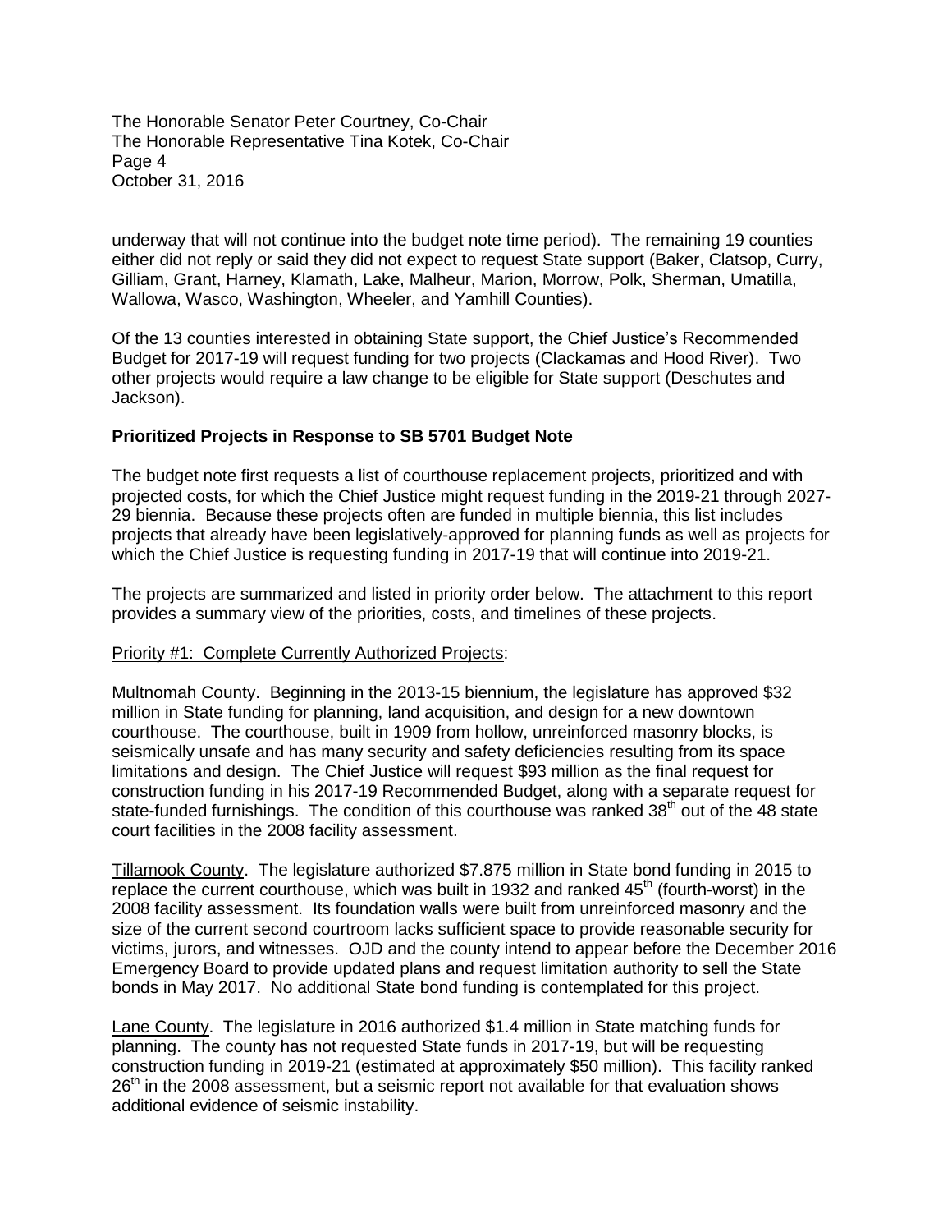underway that will not continue into the budget note time period). The remaining 19 counties either did not reply or said they did not expect to request State support (Baker, Clatsop, Curry, Gilliam, Grant, Harney, Klamath, Lake, Malheur, Marion, Morrow, Polk, Sherman, Umatilla, Wallowa, Wasco, Washington, Wheeler, and Yamhill Counties).

Of the 13 counties interested in obtaining State support, the Chief Justice's Recommended Budget for 2017-19 will request funding for two projects (Clackamas and Hood River). Two other projects would require a law change to be eligible for State support (Deschutes and Jackson).

**Prioritized Projects in Response to SB 5701 Budget Note**

The budget note first requests a list of courthouse replacement projects, prioritized and with projected costs, for which the Chief Justice might request funding in the 2019-21 through 2027-29 biennia. Because these projects often are funded in multiple biennia, this list includes projects that already have been legislatively-approved for planning funds as well as projects for which the Chief Justice is requesting funding in 2017-19 that will continue into 2019-21.

The projects are summarized and listed in priority order below. The attachment to this report provides a summary view of the priorities, costs, and timelines of these projects.

Priority #1: Complete Currently Authorized Projects:

Multnomah County. Beginning in the 2013-15 biennium, the legislature has approved $32 million in State funding for planning, land acquisition, and design for a new downtown courthouse. The courthouse, built in 1909 from hollow, unreinforced masonry blocks, is seismically unsafe and has many security and safety deficiencies resulting from its space limitations and design. The Chief Justice will request $93 million as the final request for construction funding in his 2017-19 Recommended Budget, along with a separate request for state-funded furnishings. The condition of this courthouse was ranked 38th out of the 48 state court facilities in the 2008 facility assessment.

Tillamook County. The legislature authorized $7.875 million in State bond funding in 2015 to replace the current courthouse, which was built in 1932 and ranked 45th (fourth-worst) in the 2008 facility assessment. Its foundation walls were built from unreinforced masonry and the size of the current second courtroom lacks sufficient space to provide reasonable security for victims, jurors, and witnesses. OJD and the county intend to appear before the December 2016 Emergency Board to provide updated plans and request limitation authority to sell the State bonds in May 2017. No additional State bond funding is contemplated for this project.

Lane County. The legislature in 2016 authorized $1.4 million in State matching funds for planning. The county has not requested State funds in 2017-19, but will be requesting construction funding in 2019-21 (estimated at approximately $50 million). This facility ranked 26th in the 2008 assessment, but a seismic report not available for that evaluation shows additional evidence of seismic instability.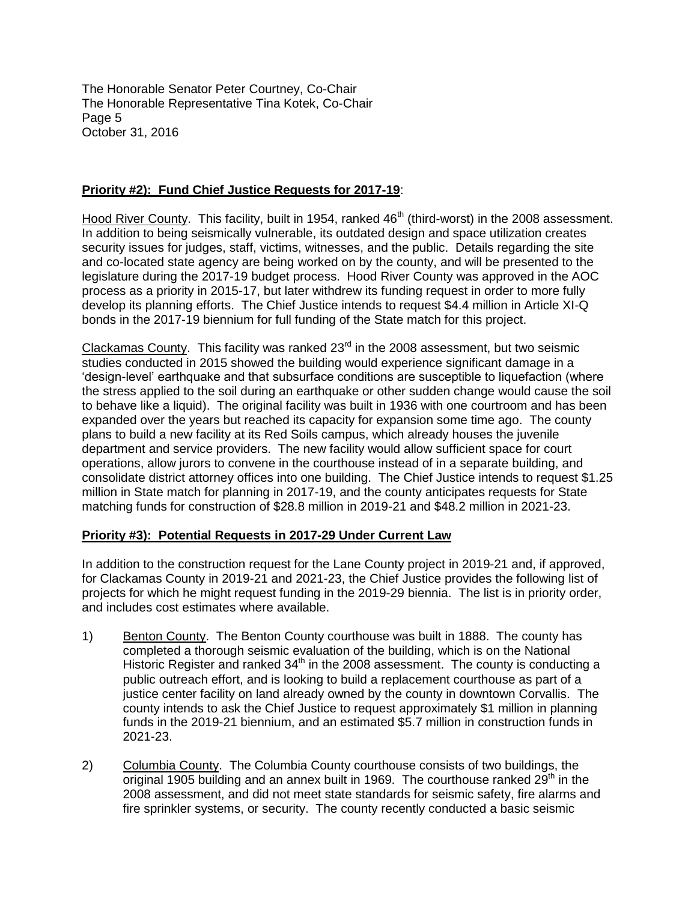**Priority #2): Fund Chief Justice Requests for 2017-19**:

Hood River County. This facility, built in 1954, ranked 46th (third-worst) in the 2008 assessment. In addition to being seismically vulnerable, its outdated design and space utilization creates security issues for judges, staff, victims, witnesses, and the public. Details regarding the site and co-located state agency are being worked on by the county, and will be presented to the legislature during the 2017-19 budget process. Hood River County was approved in the AOC process as a priority in 2015-17, but later withdrew its funding request in order to more fully develop its planning efforts. The Chief Justice intends to request $4.4 million in Article XI-Q bonds in the 2017-19 biennium for full funding of the State match for this project.

Clackamas County. This facility was ranked 23rd in the 2008 assessment, but two seismic studies conducted in 2015 showed the building would experience significant damage in a 'design-level' earthquake and that subsurface conditions are susceptible to liquefaction (where the stress applied to the soil during an earthquake or other sudden change would cause the soil to behave like a liquid). The original facility was built in 1936 with one courtroom and has been expanded over the years but reached its capacity for expansion some time ago. The county plans to build a new facility at its Red Soils campus, which already houses the juvenile department and service providers. The new facility would allow sufficient space for court operations, allow jurors to convene in the courthouse instead of in a separate building, and consolidate district attorney offices into one building. The Chief Justice intends to request $1.25 million in State match for planning in 2017-19, and the county anticipates requests for State matching funds for construction of $28.8 million in 2019-21 and $48.2 million in 2021-23.

**Priority #3): Potential Requests in 2017-29 Under Current Law**

In addition to the construction request for the Lane County project in 2019-21 and, if approved, for Clackamas County in 2019-21 and 2021-23, the Chief Justice provides the following list of projects for which he might request funding in the 2019-29 biennia. The list is in priority order, and includes cost estimates where available.

1) Benton County. The Benton County courthouse was built in 1888. The county has completed a thorough seismic evaluation of the building, which is on the National Historic Register and ranked 34th in the 2008 assessment. The county is conducting a public outreach effort, and is looking to build a replacement courthouse as part of a justice center facility on land already owned by the county in downtown Corvallis. The county intends to ask the Chief Justice to request approximately $1 million in planning funds in the 2019-21 biennium, and an estimated $5.7 million in construction funds in 2021-23.

2) Columbia County. The Columbia County courthouse consists of two buildings, the original 1905 building and an annex built in 1969. The courthouse ranked 29th in the 2008 assessment, and did not meet state standards for seismic safety, fire alarms and fire sprinkler systems, or security. The county recently conducted a basic seismic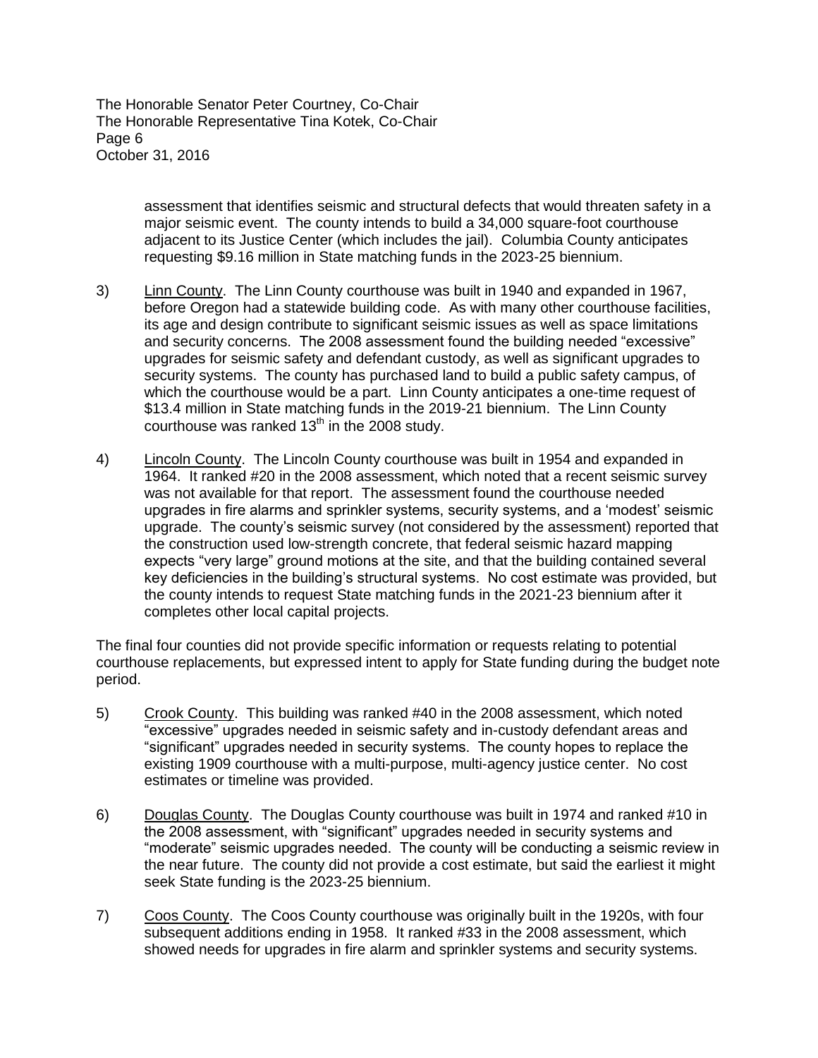assessment that identifies seismic and structural defects that would threaten safety in a major seismic event. The county intends to build a 34,000 square-foot courthouse adjacent to its Justice Center (which includes the jail). Columbia County anticipates requesting \$9.16 million in State matching funds in the 2023-25 biennium.

3) Linn County. The Linn County courthouse was built in 1940 and expanded in 1967, before Oregon had a statewide building code. As with many other courthouse facilities, its age and design contribute to significant seismic issues as well as space limitations and security concerns. The 2008 assessment found the building needed "excessive" upgrades for seismic safety and defendant custody, as well as significant upgrades to security systems. The county has purchased land to build a public safety campus, of which the courthouse would be a part. Linn County anticipates a one-time request of \$13.4 million in State matching funds in the 2019-21 biennium. The Linn County courthouse was ranked 13th in the 2008 study.

4) Lincoln County. The Lincoln County courthouse was built in 1954 and expanded in 1964. It ranked #20 in the 2008 assessment, which noted that a recent seismic survey was not available for that report. The assessment found the courthouse needed upgrades in fire alarms and sprinkler systems, security systems, and a 'modest' seismic upgrade. The county's seismic survey (not considered by the assessment) reported that the construction used low-strength concrete, that federal seismic hazard mapping expects "very large" ground motions at the site, and that the building contained several key deficiencies in the building's structural systems. No cost estimate was provided, but the county intends to request State matching funds in the 2021-23 biennium after it completes other local capital projects.

The final four counties did not provide specific information or requests relating to potential courthouse replacements, but expressed intent to apply for State funding during the budget note period.

5) Crook County. This building was ranked #40 in the 2008 assessment, which noted "excessive" upgrades needed in seismic safety and in-custody defendant areas and "significant" upgrades needed in security systems. The county hopes to replace the existing 1909 courthouse with a multi-purpose, multi-agency justice center. No cost estimates or timeline was provided.

6) Douglas County. The Douglas County courthouse was built in 1974 and ranked #10 in the 2008 assessment, with "significant" upgrades needed in security systems and "moderate" seismic upgrades needed. The county will be conducting a seismic review in the near future. The county did not provide a cost estimate, but said the earliest it might seek State funding is the 2023-25 biennium.

7) Coos County. The Coos County courthouse was originally built in the 1920s, with four subsequent additions ending in 1958. It ranked #33 in the 2008 assessment, which showed needs for upgrades in fire alarm and sprinkler systems and security systems.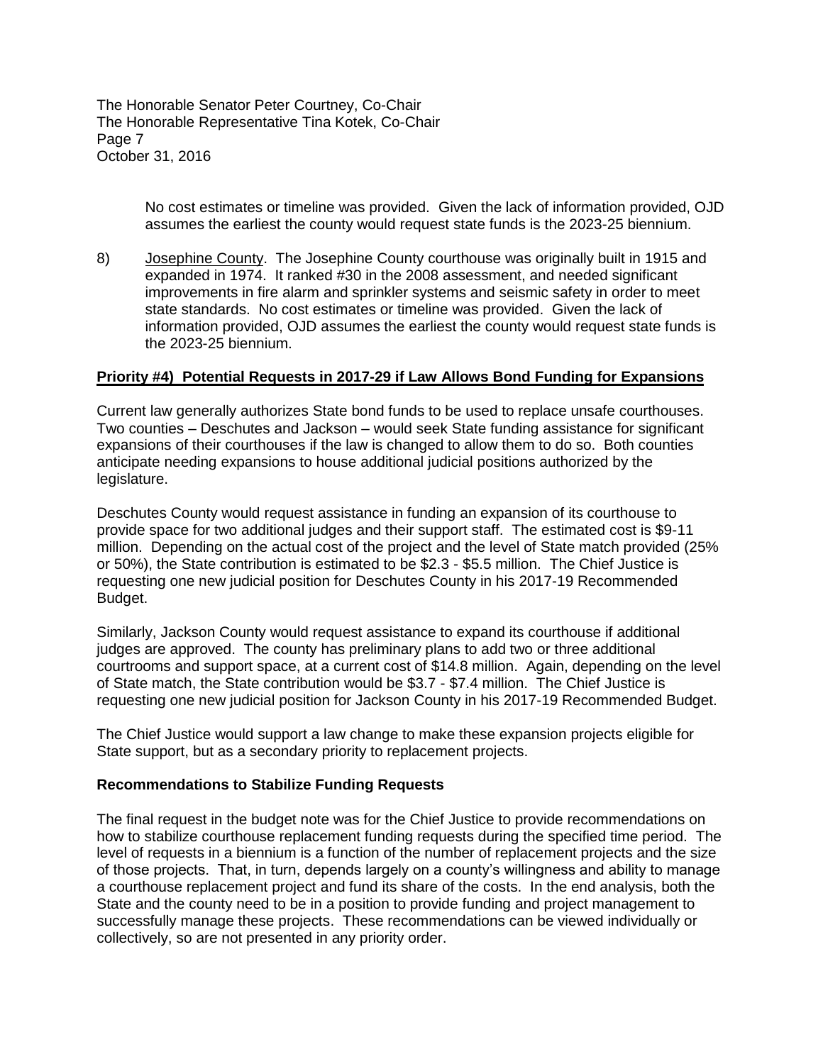No cost estimates or timeline was provided. Given the lack of information provided, OJD assumes the earliest the county would request state funds is the 2023-25 biennium.

8) Josephine County. The Josephine County courthouse was originally built in 1915 and expanded in 1974. It ranked #30 in the 2008 assessment, and needed significant improvements in fire alarm and sprinkler systems and seismic safety in order to meet state standards. No cost estimates or timeline was provided. Given the lack of information provided, OJD assumes the earliest the county would request state funds is the 2023-25 biennium.

**Priority #4) Potential Requests in 2017-29 if Law Allows Bond Funding for Expansions**

Current law generally authorizes State bond funds to be used to replace unsafe courthouses. Two counties – Deschutes and Jackson – would seek State funding assistance for significant expansions of their courthouses if the law is changed to allow them to do so. Both counties anticipate needing expansions to house additional judicial positions authorized by the legislature.

Deschutes County would request assistance in funding an expansion of its courthouse to provide space for two additional judges and their support staff. The estimated cost is $9-11 million. Depending on the actual cost of the project and the level of State match provided (25% or 50%), the State contribution is estimated to be $2.3 - $5.5 million. The Chief Justice is requesting one new judicial position for Deschutes County in his 2017-19 Recommended Budget.

Similarly, Jackson County would request assistance to expand its courthouse if additional judges are approved. The county has preliminary plans to add two or three additional courtrooms and support space, at a current cost of $14.8 million. Again, depending on the level of State match, the State contribution would be $3.7 - $7.4 million. The Chief Justice is requesting one new judicial position for Jackson County in his 2017-19 Recommended Budget.

The Chief Justice would support a law change to make these expansion projects eligible for State support, but as a secondary priority to replacement projects.

**Recommendations to Stabilize Funding Requests**

The final request in the budget note was for the Chief Justice to provide recommendations on how to stabilize courthouse replacement funding requests during the specified time period. The level of requests in a biennium is a function of the number of replacement projects and the size of those projects. That, in turn, depends largely on a county's willingness and ability to manage a courthouse replacement project and fund its share of the costs. In the end analysis, both the State and the county need to be in a position to provide funding and project management to successfully manage these projects. These recommendations can be viewed individually or collectively, so are not presented in any priority order.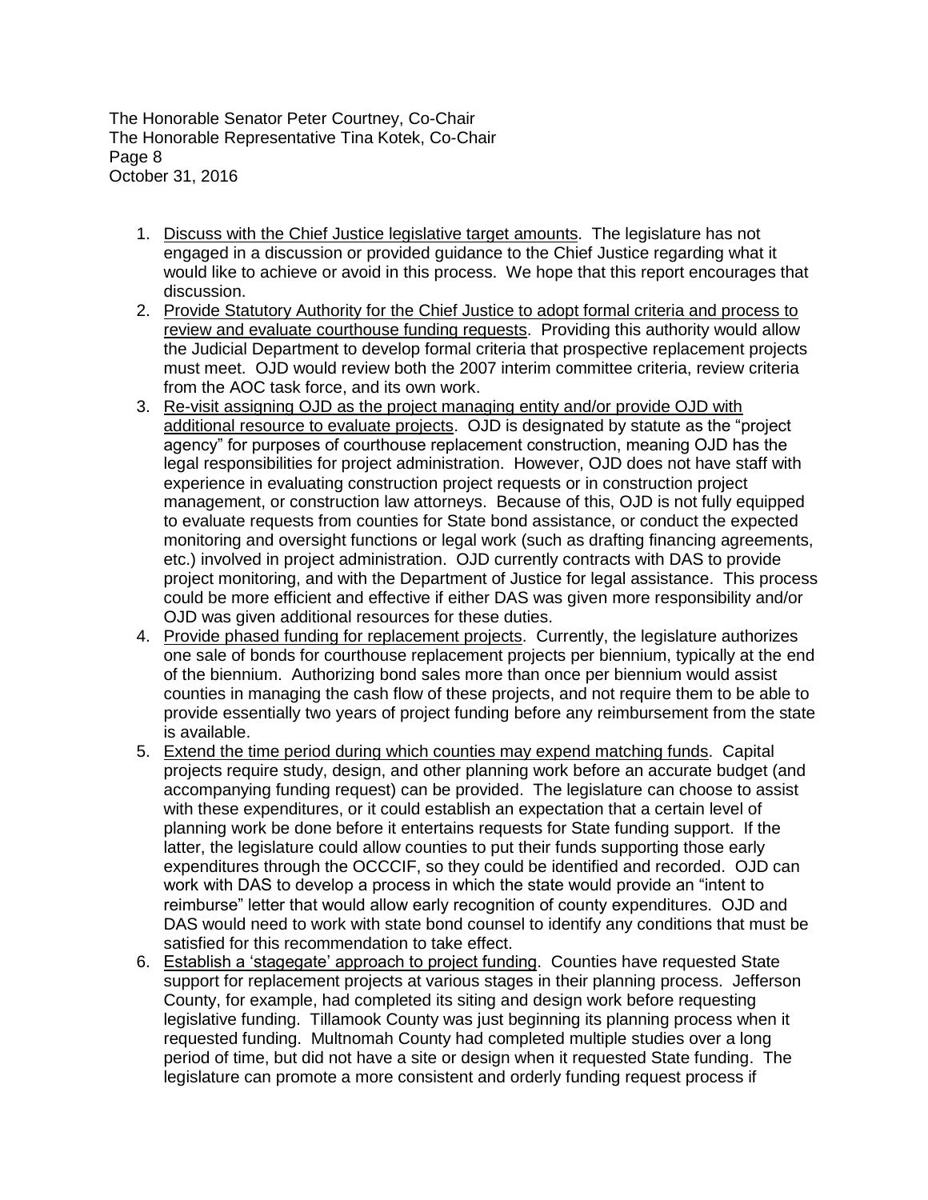1. <u>Discuss with the Chief Justice legislative target amounts</u>. The legislature has not engaged in a discussion or provided guidance to the Chief Justice regarding what it would like to achieve or avoid in this process. We hope that this report encourages that discussion.
2. <u>Provide Statutory Authority for the Chief Justice to adopt formal criteria and process to review and evaluate courthouse funding requests</u>. Providing this authority would allow the Judicial Department to develop formal criteria that prospective replacement projects must meet. OJD would review both the 2007 interim committee criteria, review criteria from the AOC task force, and its own work.
3. <u>Re-visit assigning OJD as the project managing entity and/or provide OJD with additional resource to evaluate projects</u>. OJD is designated by statute as the "project agency" for purposes of courthouse replacement construction, meaning OJD has the legal responsibilities for project administration. However, OJD does not have staff with experience in evaluating construction project requests or in construction project management, or construction law attorneys. Because of this, OJD is not fully equipped to evaluate requests from counties for State bond assistance, or conduct the expected monitoring and oversight functions or legal work (such as drafting financing agreements, etc.) involved in project administration. OJD currently contracts with DAS to provide project monitoring, and with the Department of Justice for legal assistance. This process could be more efficient and effective if either DAS was given more responsibility and/or OJD was given additional resources for these duties.
4. <u>Provide phased funding for replacement projects</u>. Currently, the legislature authorizes one sale of bonds for courthouse replacement projects per biennium, typically at the end of the biennium. Authorizing bond sales more than once per biennium would assist counties in managing the cash flow of these projects, and not require them to be able to provide essentially two years of project funding before any reimbursement from the state is available.
5. <u>Extend the time period during which counties may expend matching funds</u>. Capital projects require study, design, and other planning work before an accurate budget (and accompanying funding request) can be provided. The legislature can choose to assist with these expenditures, or it could establish an expectation that a certain level of planning work be done before it entertains requests for State funding support. If the latter, the legislature could allow counties to put their funds supporting those early expenditures through the OCCCIF, so they could be identified and recorded. OJD can work with DAS to develop a process in which the state would provide an "intent to reimburse" letter that would allow early recognition of county expenditures. OJD and DAS would need to work with state bond counsel to identify any conditions that must be satisfied for this recommendation to take effect.
6. <u>Establish a 'stagegate' approach to project funding</u>. Counties have requested State support for replacement projects at various stages in their planning process. Jefferson County, for example, had completed its siting and design work before requesting legislative funding. Tillamook County was just beginning its planning process when it requested funding. Multnomah County had completed multiple studies over a long period of time, but did not have a site or design when it requested State funding. The legislature can promote a more consistent and orderly funding request process if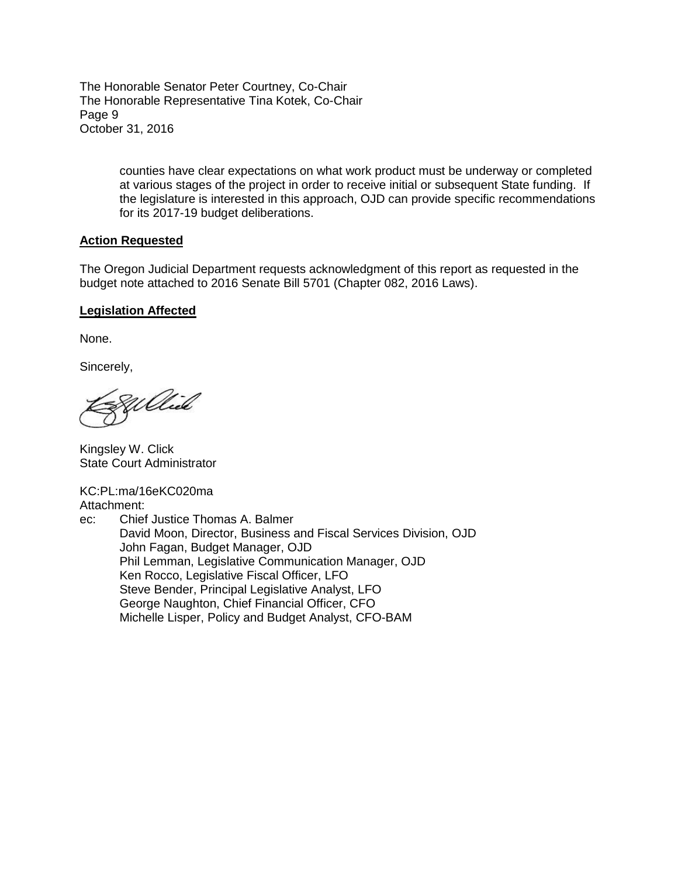counties have clear expectations on what work product must be underway or completed at various stages of the project in order to receive initial or subsequent State funding. If the legislature is interested in this approach, OJD can provide specific recommendations for its 2017-19 budget deliberations.

**Action Requested**

The Oregon Judicial Department requests acknowledgment of this report as requested in the budget note attached to 2016 Senate Bill 5701 (Chapter 082, 2016 Laws).

**Legislation Affected**

None.

Sincerely,

Kingsley W. Click
State Court Administrator

KC:PL:ma/16eKC020ma
Attachment:
ec: Chief Justice Thomas A. Balmer
David Moon, Director, Business and Fiscal Services Division, OJD
John Fagan, Budget Manager, OJD
Phil Lemman, Legislative Communication Manager, OJD
Ken Rocco, Legislative Fiscal Officer, LFO
Steve Bender, Principal Legislative Analyst, LFO
George Naughton, Chief Financial Officer, CFO
Michelle Lisper, Policy and Budget Analyst, CFO-BAM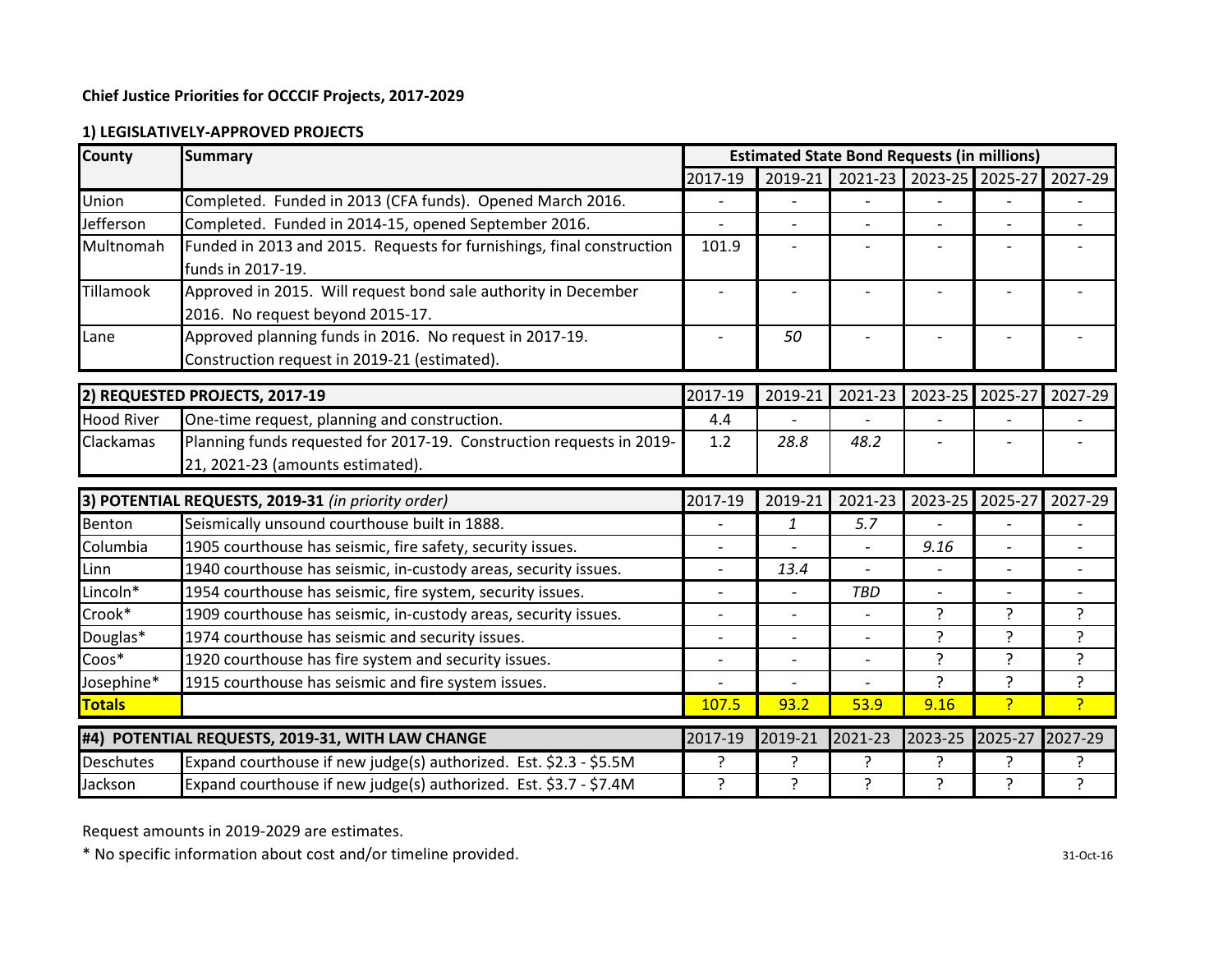**Chief Justice Priorities for OCCCIF Projects, 2017-2029**

**1) LEGISLATIVELY-APPROVED PROJECTS**

| County | Summary | Estimated State Bond Requests (in millions) | | | | | |
|---|---|---|---|---|---|---|---|
| | | 2017-19 | 2019-21 | 2021-23 | 2023-25 | 2025-27 | 2027-29 |
| Union | Completed. Funded in 2013 (CFA funds). Opened March 2016. | - | - | - | - | - | - |
| Jefferson | Completed. Funded in 2014-15, opened September 2016. | - | - | - | - | - | - |
| Multnomah | Funded in 2013 and 2015. Requests for furnishings, final construction funds in 2017-19. | 101.9 | - | - | - | - | - |
| Tillamook | Approved in 2015. Will request bond sale authority in December 2016. No request beyond 2015-17. | - | - | - | - | - | - |
| Lane | Approved planning funds in 2016. No request in 2017-19. Construction request in 2019-21 (estimated). | - | *50* | - | - | - | - |
| **2) REQUESTED PROJECTS, 2017-19** | | 2017-19 | 2019-21 | 2021-23 | 2023-25 | 2025-27 | 2027-29 |
| Hood River | One-time request, planning and construction. | 4.4 | - | - | - | - | - |
| Clackamas | Planning funds requested for 2017-19. Construction requests in 2019-21, 2021-23 (amounts estimated). | 1.2 | *28.8* | *48.2* | - | - | - |
| **3) POTENTIAL REQUESTS, 2019-31** *(in priority order)* | | 2017-19 | 2019-21 | 2021-23 | 2023-25 | 2025-27 | 2027-29 |
| Benton | Seismically unsound courthouse built in 1888. | - | *1* | *5.7* | - | - | - |
| Columbia | 1905 courthouse has seismic, fire safety, security issues. | - | - | - | *9.16* | - | - |
| Linn | 1940 courthouse has seismic, in-custody areas, security issues. | - | *13.4* | - | - | - | - |
| Lincoln* | 1954 courthouse has seismic, fire system, security issues. | - | - | *TBD* | - | - | - |
| Crook* | 1909 courthouse has seismic, in-custody areas, security issues. | - | - | - | ? | ? | ? |
| Douglas* | 1974 courthouse has seismic and security issues. | - | - | - | ? | ? | ? |
| Coos* | 1920 courthouse has fire system and security issues. | - | - | - | ? | ? | ? |
| Josephine* | 1915 courthouse has seismic and fire system issues. | - | - | - | ? | ? | ? |
| **Totals** | | 107.5 | 93.2 | 53.9 | 9.16 | ? | ? |
| **#4) POTENTIAL REQUESTS, 2019-31, WITH LAW CHANGE** | | 2017-19 | 2019-21 | 2021-23 | 2023-25 | 2025-27 | 2027-29 |
| Deschutes | Expand courthouse if new judge(s) authorized. Est. $2.3 - $5.5M | ? | ? | ? | ? | ? | ? |
| Jackson | Expand courthouse if new judge(s) authorized. Est. $3.7 - $7.4M | ? | ? | ? | ? | ? | ? |

Request amounts in 2019-2029 are estimates.

* No specific information about cost and/or timeline provided.

31-Oct-16